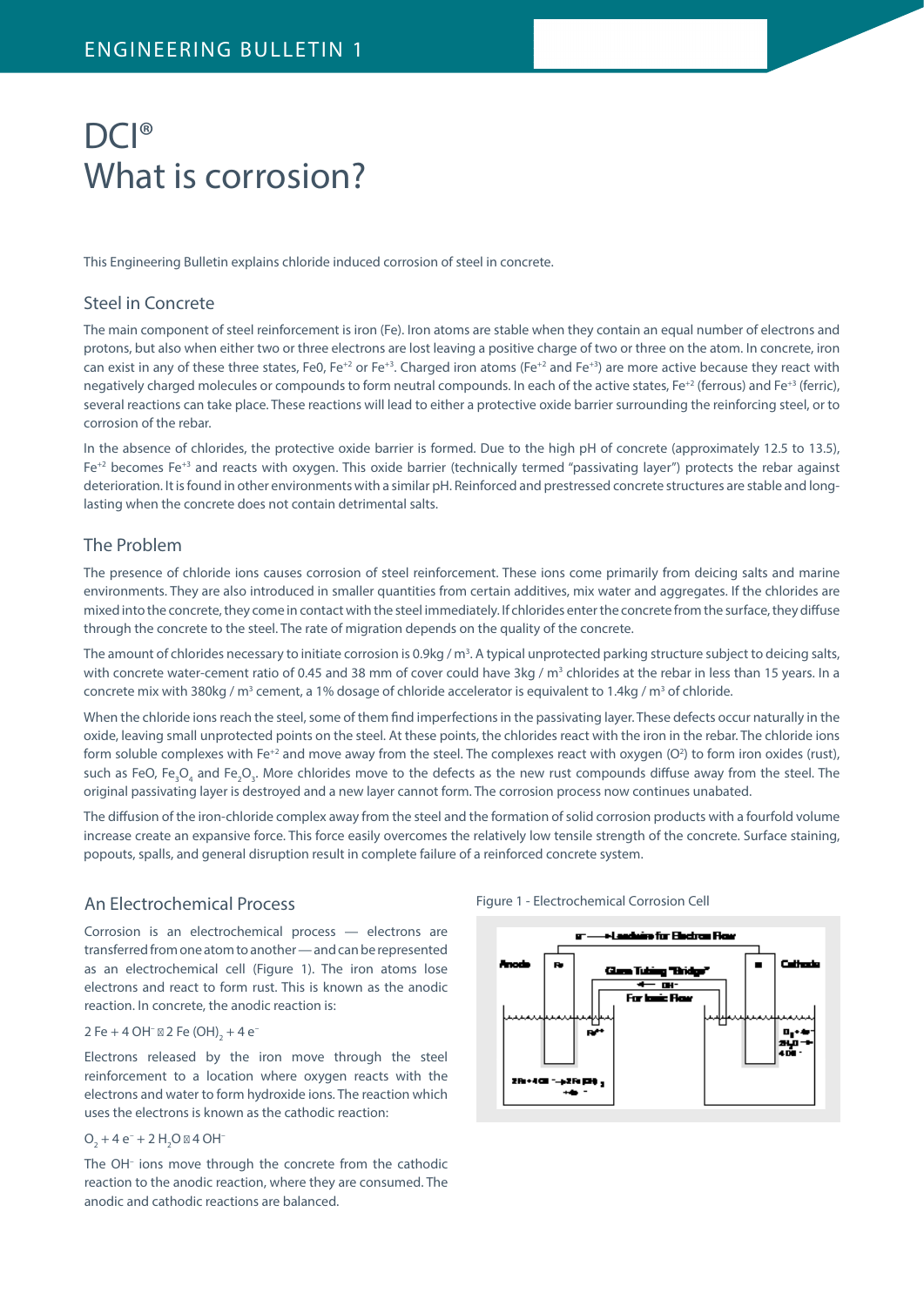# DCI®
# What is corrosion?

This Engineering Bulletin explains chloride induced corrosion of steel in concrete.

## Steel in Concrete

The main component of steel reinforcement is iron (Fe). Iron atoms are stable when they contain an equal number of electrons and protons, but also when either two or three electrons are lost leaving a positive charge of two or three on the atom. In concrete, iron can exist in any of these three states, Fe0, $Fe^{+2}$ or $Fe^{+3}$. Charged iron atoms ($Fe^{+2}$ and $Fe^{+3}$) are more active because they react with negatively charged molecules or compounds to form neutral compounds. In each of the active states, $Fe^{+2}$ (ferrous) and $Fe^{+3}$ (ferric), several reactions can take place. These reactions will lead to either a protective oxide barrier surrounding the reinforcing steel, or to corrosion of the rebar.

In the absence of chlorides, the protective oxide barrier is formed. Due to the high pH of concrete (approximately 12.5 to 13.5), $Fe^{+2}$ becomes $Fe^{+3}$ and reacts with oxygen. This oxide barrier (technically termed "passivating layer") protects the rebar against deterioration. It is found in other environments with a similar pH. Reinforced and prestressed concrete structures are stable and long-lasting when the concrete does not contain detrimental salts.

## The Problem

The presence of chloride ions causes corrosion of steel reinforcement. These ions come primarily from deicing salts and marine environments. They are also introduced in smaller quantities from certain additives, mix water and aggregates. If the chlorides are mixed into the concrete, they come in contact with the steel immediately. If chlorides enter the concrete from the surface, they diffuse through the concrete to the steel. The rate of migration depends on the quality of the concrete.

The amount of chlorides necessary to initiate corrosion is 0.9kg / $m^3$. A typical unprotected parking structure subject to deicing salts, with concrete water-cement ratio of 0.45 and 38 mm of cover could have 3kg / $m^3$ chlorides at the rebar in less than 15 years. In a concrete mix with 380kg / $m^3$ cement, a 1% dosage of chloride accelerator is equivalent to 1.4kg / $m^3$ of chloride.

When the chloride ions reach the steel, some of them find imperfections in the passivating layer. These defects occur naturally in the oxide, leaving small unprotected points on the steel. At these points, the chlorides react with the iron in the rebar. The chloride ions form soluble complexes with $Fe^{+2}$ and move away from the steel. The complexes react with oxygen ($O^2$) to form iron oxides (rust), such as FeO, $Fe_3O_4$ and $Fe_2O_3$. More chlorides move to the defects as the new rust compounds diffuse away from the steel. The original passivating layer is destroyed and a new layer cannot form. The corrosion process now continues unabated.

The diffusion of the iron-chloride complex away from the steel and the formation of solid corrosion products with a fourfold volume increase create an expansive force. This force easily overcomes the relatively low tensile strength of the concrete. Surface staining, popouts, spalls, and general disruption result in complete failure of a reinforced concrete system.

## An Electrochemical Process

Corrosion is an electrochemical process — electrons are transferred from one atom to another — and can be represented as an electrochemical cell (Figure 1). The iron atoms lose electrons and react to form rust. This is known as the anodic reaction. In concrete, the anodic reaction is:

$$2\,Fe + 4\,OH^- \rightarrow 2\,Fe(OH)_2 + 4\,e^-$$

Electrons released by the iron move through the steel reinforcement to a location where oxygen reacts with the electrons and water to form hydroxide ions. The reaction which uses the electrons is known as the cathodic reaction:

$$O_2 + 4\,e^- + 2\,H_2O \rightarrow 4\,OH^-$$

The $OH^-$ ions move through the concrete from the cathodic reaction to the anodic reaction, where they are consumed. The anodic and cathodic reactions are balanced.

Figure 1 - Electrochemical Corrosion Cell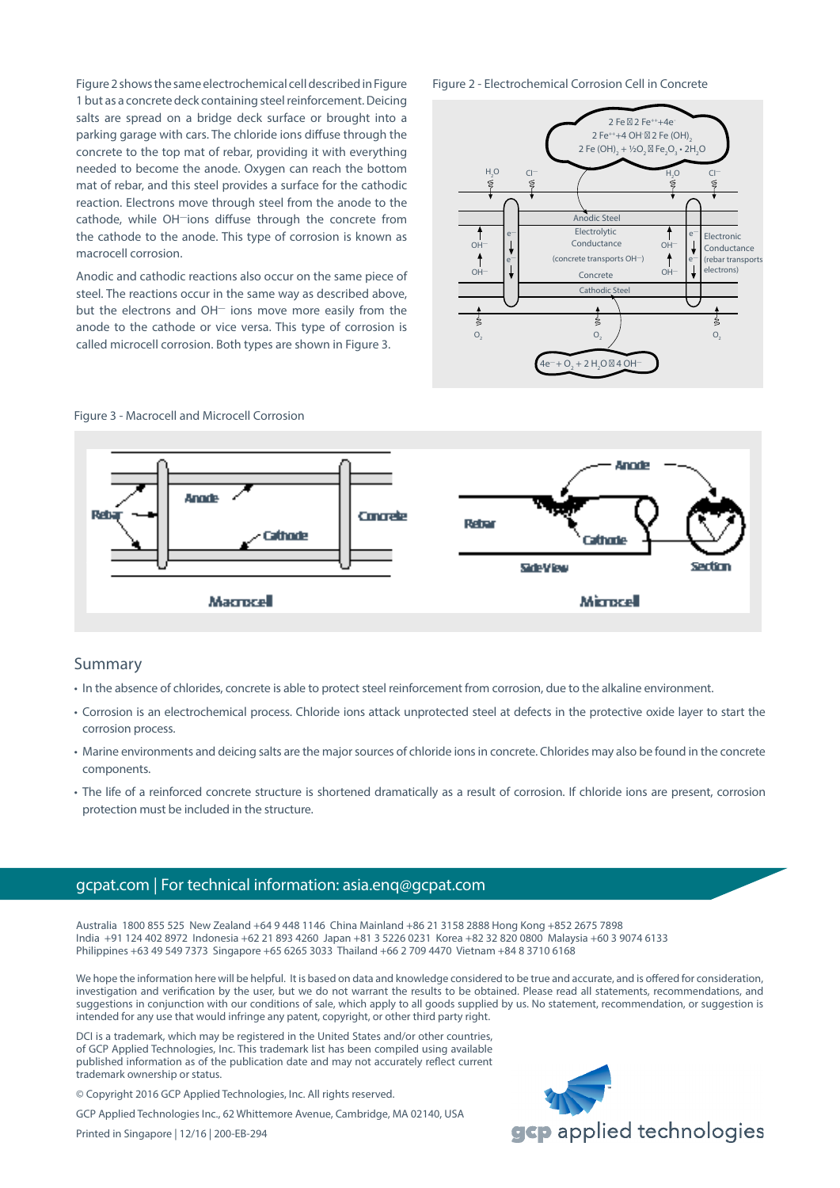Figure 2 shows the same electrochemical cell described in Figure 1 but as a concrete deck containing steel reinforcement. Deicing salts are spread on a bridge deck surface or brought into a parking garage with cars. The chloride ions diffuse through the concrete to the top mat of rebar, providing it with everything needed to become the anode. Oxygen can reach the bottom mat of rebar, and this steel provides a surface for the cathodic reaction. Electrons move through steel from the anode to the cathode, while $OH^-$ ions diffuse through the concrete from the cathode to the anode. This type of corrosion is known as macrocell corrosion.

Anodic and cathodic reactions also occur on the same piece of steel. The reactions occur in the same way as described above, but the electrons and $OH^-$ ions move more easily from the anode to the cathode or vice versa. This type of corrosion is called microcell corrosion. Both types are shown in Figure 3.

Figure 2 - Electrochemical Corrosion Cell in Concrete

$2 Fe \rightarrow 2 Fe^{++} + 4e^-$
$2 Fe^{++} + 4 OH^- \rightarrow 2 Fe(OH)_2$
$2 Fe(OH)_2 + ½O_2 \rightarrow Fe_2O_3 \cdot 2H_2O$

$H_2O$ $Cl^-$ $H_2O$ $Cl^-$

Anodic Steel

Electrolytic Conductance

(concrete transports $OH^-$)

Concrete

Electronic Conductance (rebar transports electrons)

$OH^-$ $e^-$

Cathodic Steel

$O_2$ $O_2$ $O_2$

$4e^- + O_2 + 2 H_2O \rightarrow 4 OH^-$

Figure 3 - Macrocell and Microcell Corrosion

Rebar

Anode

Cathode

Concrete

Macrocell

Anode

Rebar

Cathode

Side View

Section

Microcell

## Summary

- In the absence of chlorides, concrete is able to protect steel reinforcement from corrosion, due to the alkaline environment.
- Corrosion is an electrochemical process. Chloride ions attack unprotected steel at defects in the protective oxide layer to start the corrosion process.
- Marine environments and deicing salts are the major sources of chloride ions in concrete. Chlorides may also be found in the concrete components.
- The life of a reinforced concrete structure is shortened dramatically as a result of corrosion. If chloride ions are present, corrosion protection must be included in the structure.

gcpat.com | For technical information: asia.enq@gcpat.com

Australia 1800 855 525 New Zealand +64 9 448 1146 China Mainland +86 21 3158 2888 Hong Kong +852 2675 7898
India +91 124 402 8972 Indonesia +62 21 893 4260 Japan +81 3 5226 0231 Korea +82 32 820 0800 Malaysia +60 3 9074 6133
Philippines +63 49 549 7373 Singapore +65 6265 3033 Thailand +66 2 709 4470 Vietnam +84 8 3710 6168

We hope the information here will be helpful. It is based on data and knowledge considered to be true and accurate, and is offered for consideration, investigation and verification by the user, but we do not warrant the results to be obtained. Please read all statements, recommendations, and suggestions in conjunction with our conditions of sale, which apply to all goods supplied by us. No statement, recommendation, or suggestion is intended for any use that would infringe any patent, copyright, or other third party right.

DCI is a trademark, which may be registered in the United States and/or other countries, of GCP Applied Technologies, Inc. This trademark list has been compiled using available published information as of the publication date and may not accurately reflect current trademark ownership or status.

© Copyright 2016 GCP Applied Technologies, Inc. All rights reserved.

GCP Applied Technologies Inc., 62 Whittemore Avenue, Cambridge, MA 02140, USA

Printed in Singapore | 12/16 | 200-EB-294

gcp applied technologies